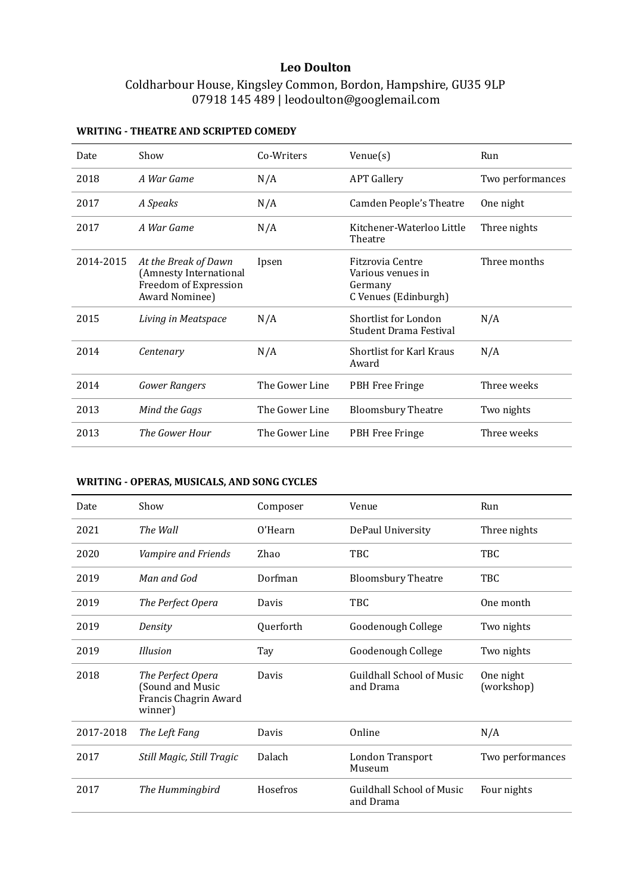# Leo Doulton

Coldharbour House, Kingsley Common, Bordon, Hampshire, GU35 9LP
07918 145 489 | leodoulton@googlemail.com

### WRITING - THEATRE AND SCRIPTED COMEDY

| Date | Show | Co-Writers | Venue(s) | Run |
|---|---|---|---|---|
| 2018 | *A War Game* | N/A | APT Gallery | Two performances |
| 2017 | *A Speaks* | N/A | Camden People's Theatre | One night |
| 2017 | *A War Game* | N/A | Kitchener-Waterloo Little Theatre | Three nights |
| 2014-2015 | *At the Break of Dawn* (Amnesty International Freedom of Expression Award Nominee) | Ipsen | Fitzrovia Centre<br>Various venues in Germany<br>C Venues (Edinburgh) | Three months |
| 2015 | *Living in Meatspace* | N/A | Shortlist for London Student Drama Festival | N/A |
| 2014 | *Centenary* | N/A | Shortlist for Karl Kraus Award | N/A |
| 2014 | *Gower Rangers* | The Gower Line | PBH Free Fringe | Three weeks |
| 2013 | *Mind the Gags* | The Gower Line | Bloomsbury Theatre | Two nights |
| 2013 | *The Gower Hour* | The Gower Line | PBH Free Fringe | Three weeks |

### WRITING - OPERAS, MUSICALS, AND SONG CYCLES

| Date | Show | Composer | Venue | Run |
|---|---|---|---|---|
| 2021 | *The Wall* | O'Hearn | DePaul University | Three nights |
| 2020 | *Vampire and Friends* | Zhao | TBC | TBC |
| 2019 | *Man and God* | Dorfman | Bloomsbury Theatre | TBC |
| 2019 | *The Perfect Opera* | Davis | TBC | One month |
| 2019 | *Density* | Querforth | Goodenough College | Two nights |
| 2019 | *Illusion* | Tay | Goodenough College | Two nights |
| 2018 | *The Perfect Opera* (Sound and Music Francis Chagrin Award winner) | Davis | Guildhall School of Music and Drama | One night (workshop) |
| 2017-2018 | *The Left Fang* | Davis | Online | N/A |
| 2017 | *Still Magic, Still Tragic* | Dalach | London Transport Museum | Two performances |
| 2017 | *The Hummingbird* | Hosefros | Guildhall School of Music and Drama | Four nights |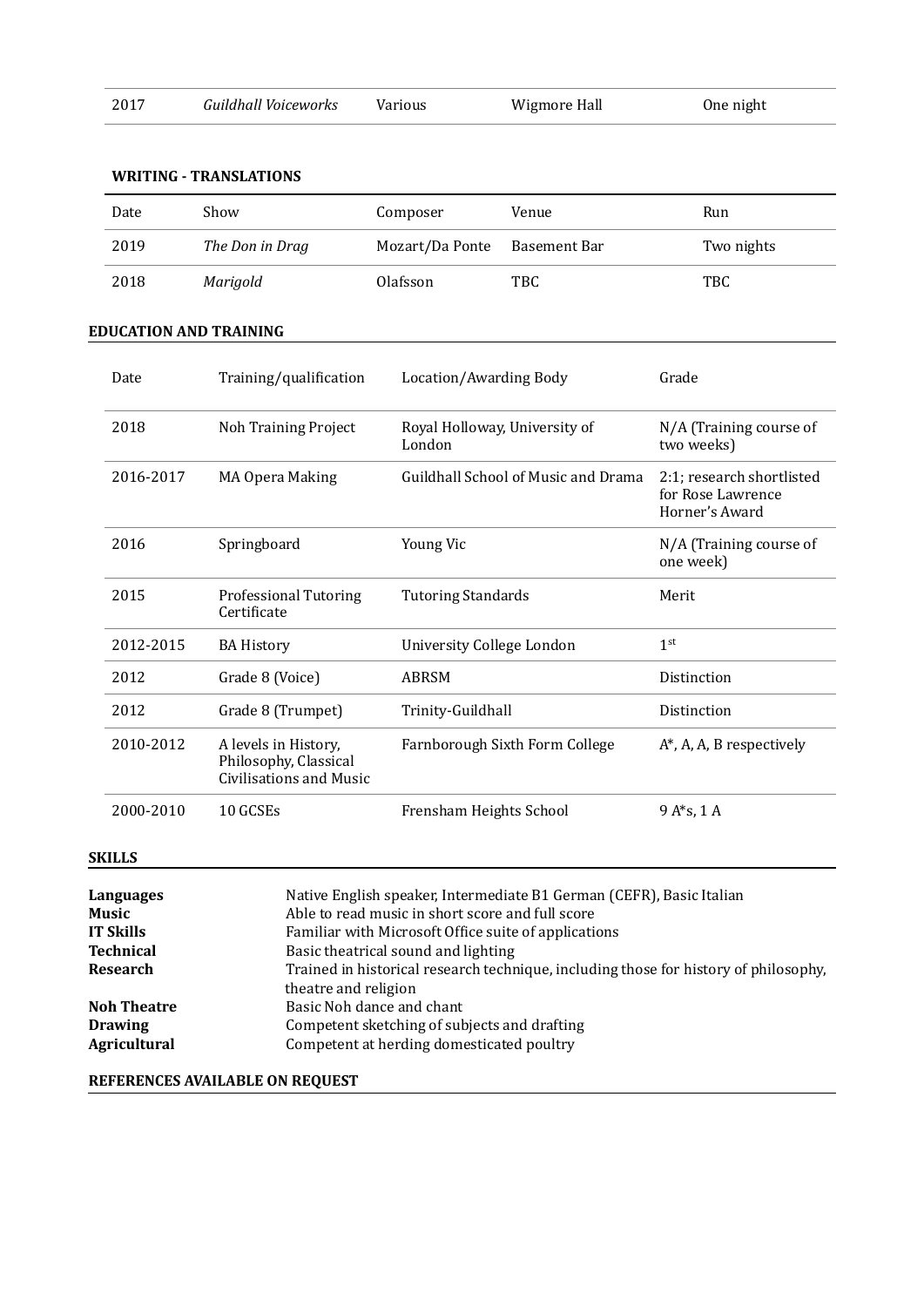| | | | | |
|---|---|---|---|---|
| 2017 | *Guildhall Voiceworks* | Various | Wigmore Hall | One night |

**WRITING - TRANSLATIONS**

| Date | Show | Composer | Venue | Run |
|---|---|---|---|---|
| 2019 | *The Don in Drag* | Mozart/Da Ponte | Basement Bar | Two nights |
| 2018 | *Marigold* | Olafsson | TBC | TBC |

## EDUCATION AND TRAINING

| Date | Training/qualification | Location/Awarding Body | Grade |
|---|---|---|---|
| 2018 | Noh Training Project | Royal Holloway, University of London | N/A (Training course of two weeks) |
| 2016-2017 | MA Opera Making | Guildhall School of Music and Drama | 2:1; research shortlisted for Rose Lawrence Horner's Award |
| 2016 | Springboard | Young Vic | N/A (Training course of one week) |
| 2015 | Professional Tutoring Certificate | Tutoring Standards | Merit |
| 2012-2015 | BA History | University College London | 1st |
| 2012 | Grade 8 (Voice) | ABRSM | Distinction |
| 2012 | Grade 8 (Trumpet) | Trinity-Guildhall | Distinction |
| 2010-2012 | A levels in History, Philosophy, Classical Civilisations and Music | Farnborough Sixth Form College | A*, A, A, B respectively |
| 2000-2010 | 10 GCSEs | Frensham Heights School | 9 A*s, 1 A |

## SKILLS

| | |
|---|---|
| **Languages** | Native English speaker, Intermediate B1 German (CEFR), Basic Italian |
| **Music** | Able to read music in short score and full score |
| **IT Skills** | Familiar with Microsoft Office suite of applications |
| **Technical** | Basic theatrical sound and lighting |
| **Research** | Trained in historical research technique, including those for history of philosophy, theatre and religion |
| **Noh Theatre** | Basic Noh dance and chant |
| **Drawing** | Competent sketching of subjects and drafting |
| **Agricultural** | Competent at herding domesticated poultry |

**REFERENCES AVAILABLE ON REQUEST**